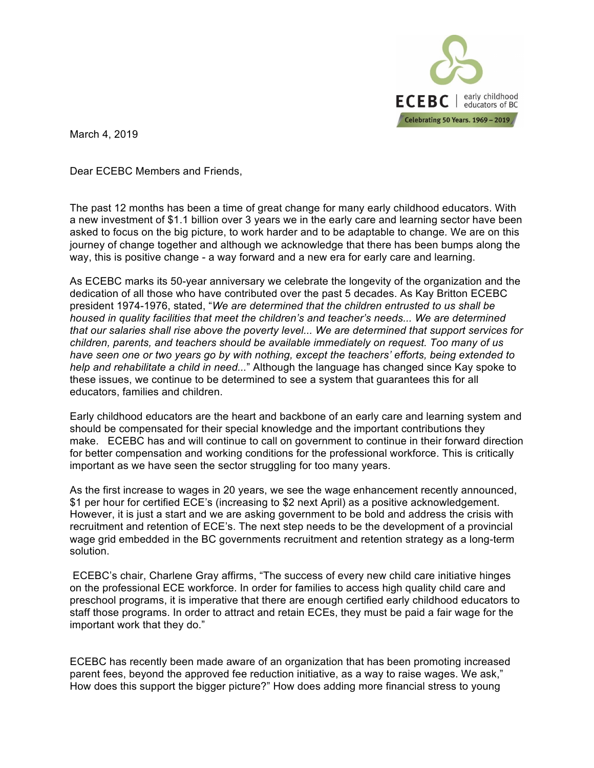ECEBC | early childhood educators of BC

Celebrating 50 Years. 1969 – 2019

March 4, 2019

Dear ECEBC Members and Friends,

The past 12 months has been a time of great change for many early childhood educators. With a new investment of $1.1 billion over 3 years we in the early care and learning sector have been asked to focus on the big picture, to work harder and to be adaptable to change. We are on this journey of change together and although we acknowledge that there has been bumps along the way, this is positive change - a way forward and a new era for early care and learning.

As ECEBC marks its 50-year anniversary we celebrate the longevity of the organization and the dedication of all those who have contributed over the past 5 decades. As Kay Britton ECEBC president 1974-1976, stated, "*We are determined that the children entrusted to us shall be housed in quality facilities that meet the children's and teacher's needs... We are determined that our salaries shall rise above the poverty level... We are determined that support services for children, parents, and teachers should be available immediately on request. Too many of us have seen one or two years go by with nothing, except the teachers' efforts, being extended to help and rehabilitate a child in need...*" Although the language has changed since Kay spoke to these issues, we continue to be determined to see a system that guarantees this for all educators, families and children.

Early childhood educators are the heart and backbone of an early care and learning system and should be compensated for their special knowledge and the important contributions they make. ECEBC has and will continue to call on government to continue in their forward direction for better compensation and working conditions for the professional workforce. This is critically important as we have seen the sector struggling for too many years.

As the first increase to wages in 20 years, we see the wage enhancement recently announced, $1 per hour for certified ECE's (increasing to $2 next April) as a positive acknowledgement. However, it is just a start and we are asking government to be bold and address the crisis with recruitment and retention of ECE's. The next step needs to be the development of a provincial wage grid embedded in the BC governments recruitment and retention strategy as a long-term solution.

ECEBC's chair, Charlene Gray affirms, "The success of every new child care initiative hinges on the professional ECE workforce. In order for families to access high quality child care and preschool programs, it is imperative that there are enough certified early childhood educators to staff those programs. In order to attract and retain ECEs, they must be paid a fair wage for the important work that they do."

ECEBC has recently been made aware of an organization that has been promoting increased parent fees, beyond the approved fee reduction initiative, as a way to raise wages. We ask," How does this support the bigger picture?" How does adding more financial stress to young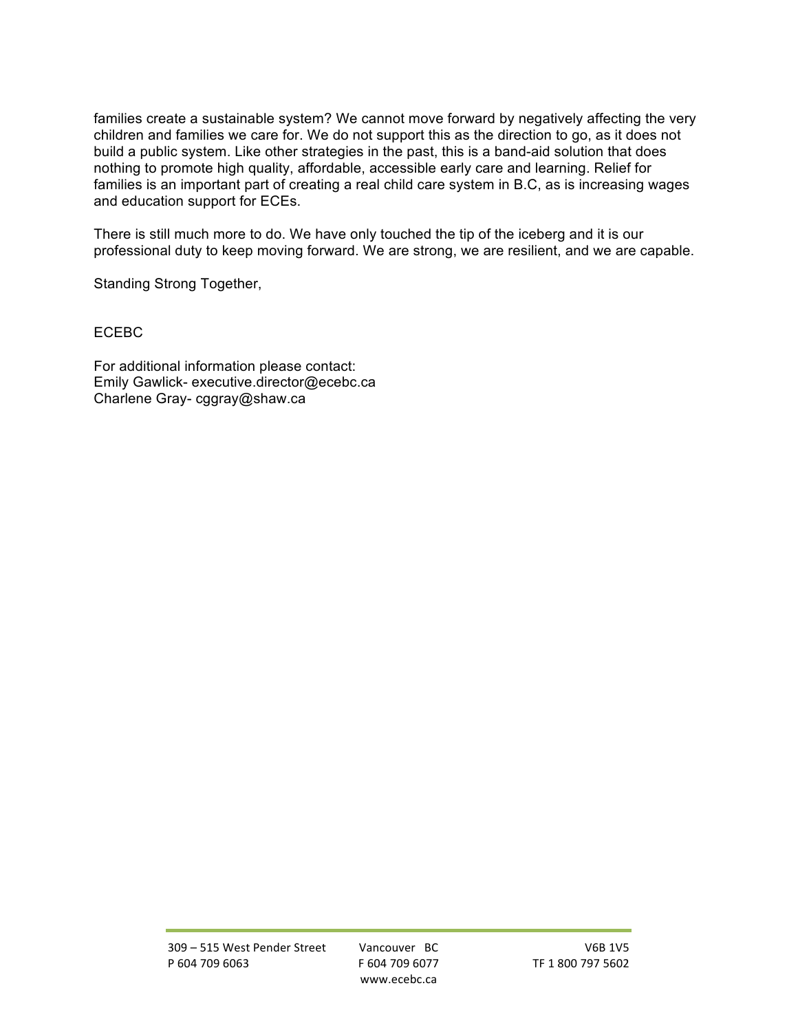families create a sustainable system? We cannot move forward by negatively affecting the very children and families we care for. We do not support this as the direction to go, as it does not build a public system. Like other strategies in the past, this is a band-aid solution that does nothing to promote high quality, affordable, accessible early care and learning. Relief for families is an important part of creating a real child care system in B.C, as is increasing wages and education support for ECEs.

There is still much more to do. We have only touched the tip of the iceberg and it is our professional duty to keep moving forward. We are strong, we are resilient, and we are capable.

Standing Strong Together,

ECEBC

For additional information please contact:
Emily Gawlick- executive.director@ecebc.ca
Charlene Gray- cggray@shaw.ca